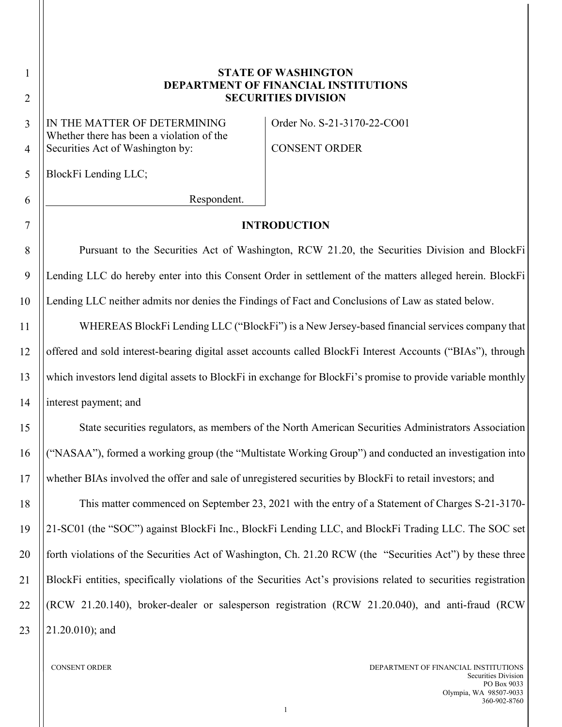**STATE OF WASHINGTON**
**DEPARTMENT OF FINANCIAL INSTITUTIONS**
**SECURITIES DIVISION**

| IN THE MATTER OF DETERMINING Whether there has been a violation of the Securities Act of Washington by: BlockFi Lending LLC; Respondent. | Order No. S-21-3170-22-CO01 CONSENT ORDER |
| --- | --- |

## INTRODUCTION

Pursuant to the Securities Act of Washington, RCW 21.20, the Securities Division and BlockFi Lending LLC do hereby enter into this Consent Order in settlement of the matters alleged herein. BlockFi Lending LLC neither admits nor denies the Findings of Fact and Conclusions of Law as stated below.

WHEREAS BlockFi Lending LLC ("BlockFi") is a New Jersey-based financial services company that offered and sold interest-bearing digital asset accounts called BlockFi Interest Accounts ("BIAs"), through which investors lend digital assets to BlockFi in exchange for BlockFi's promise to provide variable monthly interest payment; and

State securities regulators, as members of the North American Securities Administrators Association ("NASAA"), formed a working group (the "Multistate Working Group") and conducted an investigation into whether BIAs involved the offer and sale of unregistered securities by BlockFi to retail investors; and

This matter commenced on September 23, 2021 with the entry of a Statement of Charges S-21-3170-21-SC01 (the "SOC") against BlockFi Inc., BlockFi Lending LLC, and BlockFi Trading LLC. The SOC set forth violations of the Securities Act of Washington, Ch. 21.20 RCW (the "Securities Act") by these three BlockFi entities, specifically violations of the Securities Act's provisions related to securities registration (RCW 21.20.140), broker-dealer or salesperson registration (RCW 21.20.040), and anti-fraud (RCW 21.20.010); and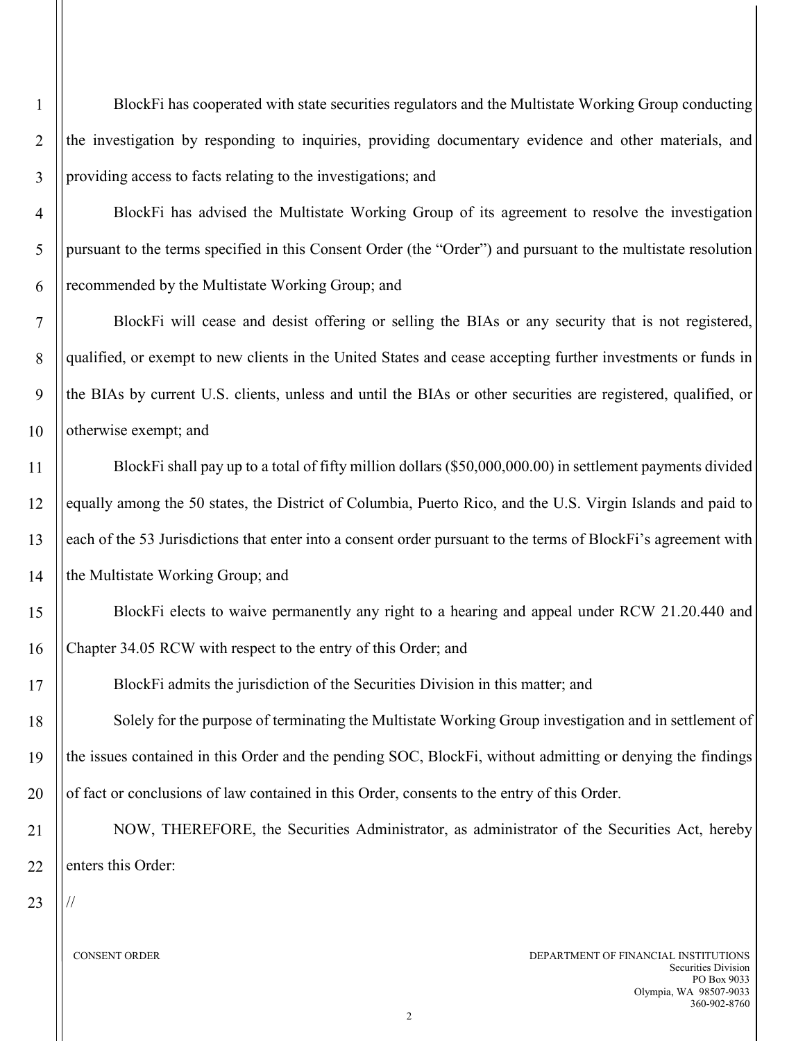BlockFi has cooperated with state securities regulators and the Multistate Working Group conducting the investigation by responding to inquiries, providing documentary evidence and other materials, and providing access to facts relating to the investigations; and

BlockFi has advised the Multistate Working Group of its agreement to resolve the investigation pursuant to the terms specified in this Consent Order (the "Order") and pursuant to the multistate resolution recommended by the Multistate Working Group; and

BlockFi will cease and desist offering or selling the BIAs or any security that is not registered, qualified, or exempt to new clients in the United States and cease accepting further investments or funds in the BIAs by current U.S. clients, unless and until the BIAs or other securities are registered, qualified, or otherwise exempt; and

BlockFi shall pay up to a total of fifty million dollars ($50,000,000.00) in settlement payments divided equally among the 50 states, the District of Columbia, Puerto Rico, and the U.S. Virgin Islands and paid to each of the 53 Jurisdictions that enter into a consent order pursuant to the terms of BlockFi's agreement with the Multistate Working Group; and

BlockFi elects to waive permanently any right to a hearing and appeal under RCW 21.20.440 and Chapter 34.05 RCW with respect to the entry of this Order; and

BlockFi admits the jurisdiction of the Securities Division in this matter; and

Solely for the purpose of terminating the Multistate Working Group investigation and in settlement of the issues contained in this Order and the pending SOC, BlockFi, without admitting or denying the findings of fact or conclusions of law contained in this Order, consents to the entry of this Order.

NOW, THEREFORE, the Securities Administrator, as administrator of the Securities Act, hereby enters this Order:

//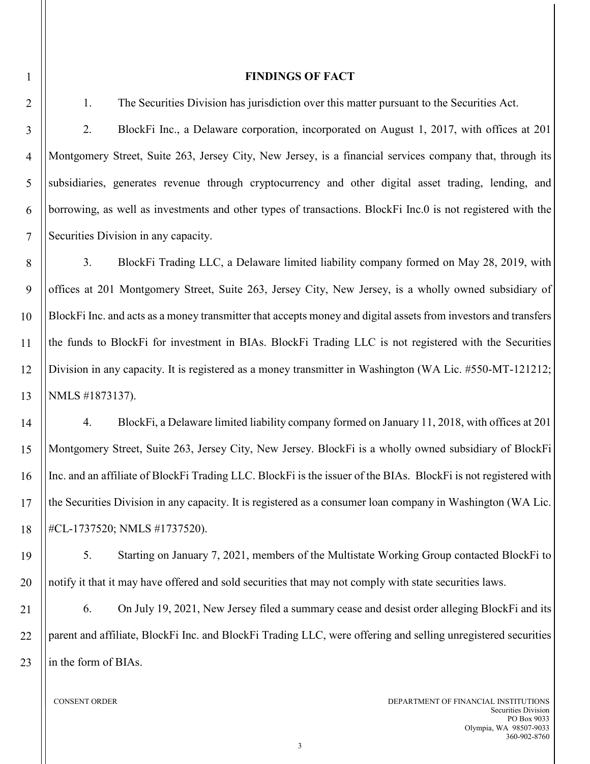## FINDINGS OF FACT

1. The Securities Division has jurisdiction over this matter pursuant to the Securities Act.

2. BlockFi Inc., a Delaware corporation, incorporated on August 1, 2017, with offices at 201 Montgomery Street, Suite 263, Jersey City, New Jersey, is a financial services company that, through its subsidiaries, generates revenue through cryptocurrency and other digital asset trading, lending, and borrowing, as well as investments and other types of transactions. BlockFi Inc.0 is not registered with the Securities Division in any capacity.

3. BlockFi Trading LLC, a Delaware limited liability company formed on May 28, 2019, with offices at 201 Montgomery Street, Suite 263, Jersey City, New Jersey, is a wholly owned subsidiary of BlockFi Inc. and acts as a money transmitter that accepts money and digital assets from investors and transfers the funds to BlockFi for investment in BIAs. BlockFi Trading LLC is not registered with the Securities Division in any capacity. It is registered as a money transmitter in Washington (WA Lic. #550-MT-121212; NMLS #1873137).

4. BlockFi, a Delaware limited liability company formed on January 11, 2018, with offices at 201 Montgomery Street, Suite 263, Jersey City, New Jersey. BlockFi is a wholly owned subsidiary of BlockFi Inc. and an affiliate of BlockFi Trading LLC. BlockFi is the issuer of the BIAs. BlockFi is not registered with the Securities Division in any capacity. It is registered as a consumer loan company in Washington (WA Lic. #CL-1737520; NMLS #1737520).

5. Starting on January 7, 2021, members of the Multistate Working Group contacted BlockFi to notify it that it may have offered and sold securities that may not comply with state securities laws.

6. On July 19, 2021, New Jersey filed a summary cease and desist order alleging BlockFi and its parent and affiliate, BlockFi Inc. and BlockFi Trading LLC, were offering and selling unregistered securities in the form of BIAs.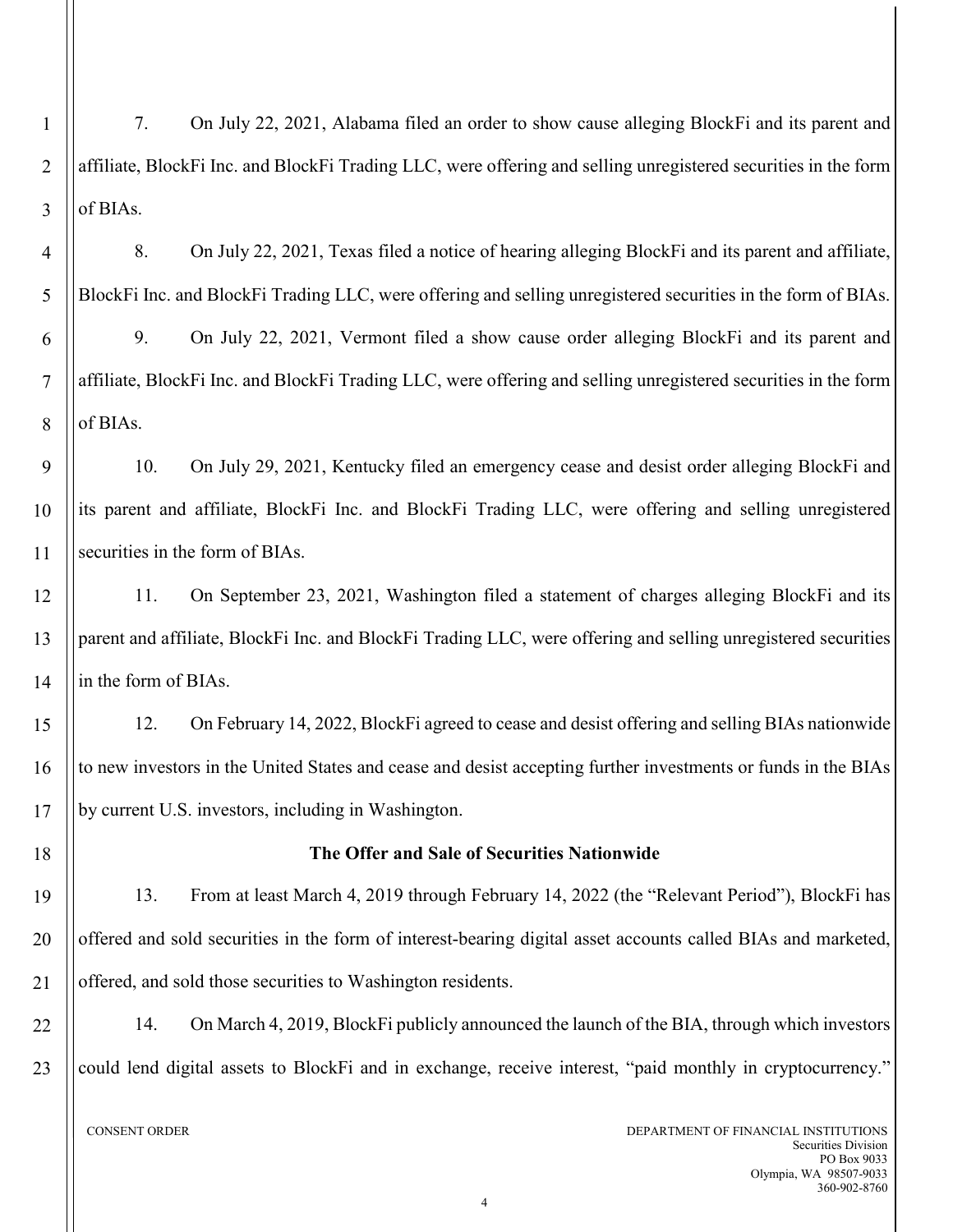7. On July 22, 2021, Alabama filed an order to show cause alleging BlockFi and its parent and affiliate, BlockFi Inc. and BlockFi Trading LLC, were offering and selling unregistered securities in the form of BIAs.

8. On July 22, 2021, Texas filed a notice of hearing alleging BlockFi and its parent and affiliate, BlockFi Inc. and BlockFi Trading LLC, were offering and selling unregistered securities in the form of BIAs.

9. On July 22, 2021, Vermont filed a show cause order alleging BlockFi and its parent and affiliate, BlockFi Inc. and BlockFi Trading LLC, were offering and selling unregistered securities in the form of BIAs.

10. On July 29, 2021, Kentucky filed an emergency cease and desist order alleging BlockFi and its parent and affiliate, BlockFi Inc. and BlockFi Trading LLC, were offering and selling unregistered securities in the form of BIAs.

11. On September 23, 2021, Washington filed a statement of charges alleging BlockFi and its parent and affiliate, BlockFi Inc. and BlockFi Trading LLC, were offering and selling unregistered securities in the form of BIAs.

12. On February 14, 2022, BlockFi agreed to cease and desist offering and selling BIAs nationwide to new investors in the United States and cease and desist accepting further investments or funds in the BIAs by current U.S. investors, including in Washington.

**The Offer and Sale of Securities Nationwide**

13. From at least March 4, 2019 through February 14, 2022 (the "Relevant Period"), BlockFi has offered and sold securities in the form of interest-bearing digital asset accounts called BIAs and marketed, offered, and sold those securities to Washington residents.

14. On March 4, 2019, BlockFi publicly announced the launch of the BIA, through which investors could lend digital assets to BlockFi and in exchange, receive interest, "paid monthly in cryptocurrency."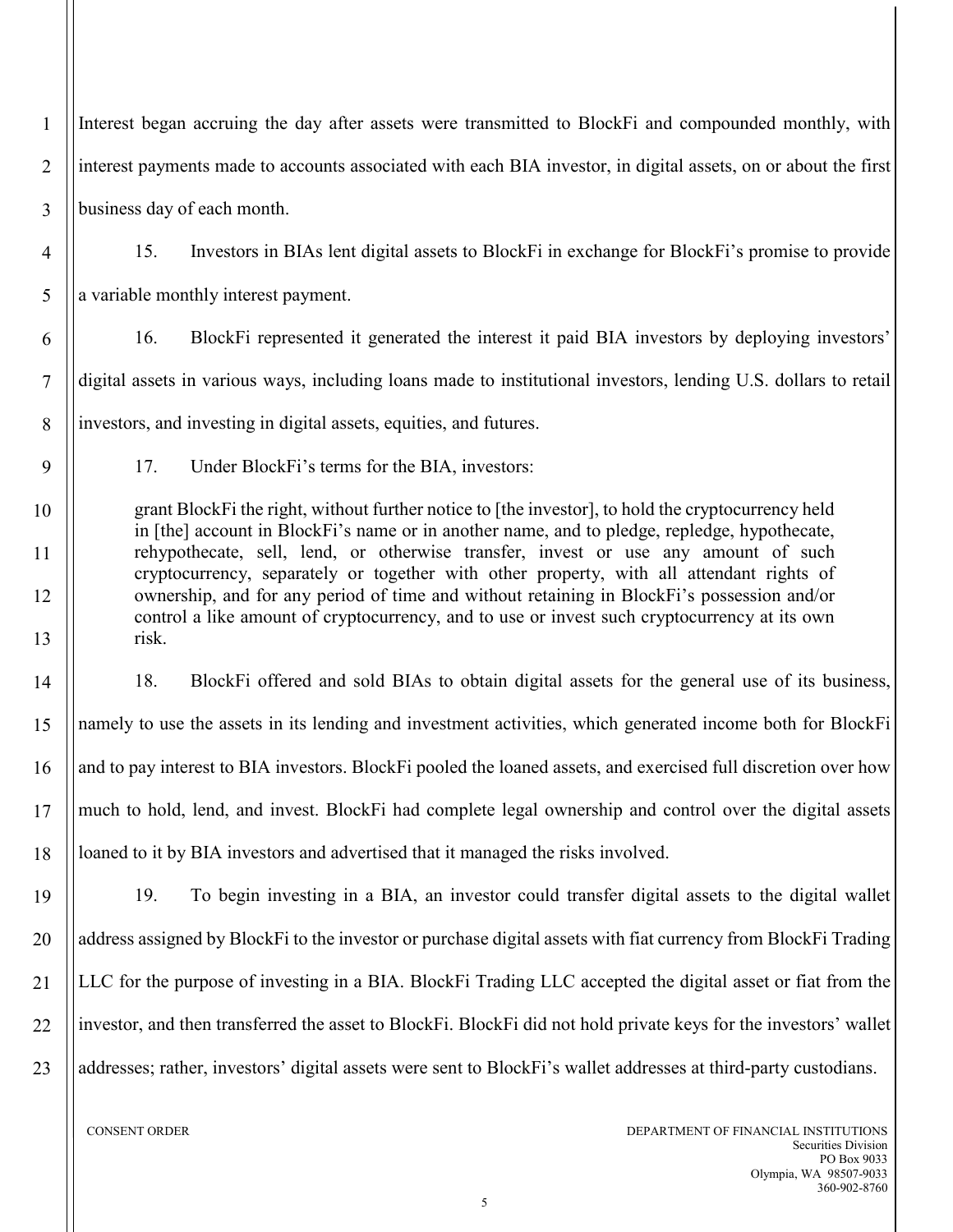Interest began accruing the day after assets were transmitted to BlockFi and compounded monthly, with interest payments made to accounts associated with each BIA investor, in digital assets, on or about the first business day of each month.

15. Investors in BIAs lent digital assets to BlockFi in exchange for BlockFi's promise to provide a variable monthly interest payment.

16. BlockFi represented it generated the interest it paid BIA investors by deploying investors' digital assets in various ways, including loans made to institutional investors, lending U.S. dollars to retail investors, and investing in digital assets, equities, and futures.

17. Under BlockFi's terms for the BIA, investors:

> grant BlockFi the right, without further notice to [the investor], to hold the cryptocurrency held in [the] account in BlockFi's name or in another name, and to pledge, repledge, hypothecate, rehypothecate, sell, lend, or otherwise transfer, invest or use any amount of such cryptocurrency, separately or together with other property, with all attendant rights of ownership, and for any period of time and without retaining in BlockFi's possession and/or control a like amount of cryptocurrency, and to use or invest such cryptocurrency at its own risk.

18. BlockFi offered and sold BIAs to obtain digital assets for the general use of its business, namely to use the assets in its lending and investment activities, which generated income both for BlockFi and to pay interest to BIA investors. BlockFi pooled the loaned assets, and exercised full discretion over how much to hold, lend, and invest. BlockFi had complete legal ownership and control over the digital assets loaned to it by BIA investors and advertised that it managed the risks involved.

19. To begin investing in a BIA, an investor could transfer digital assets to the digital wallet address assigned by BlockFi to the investor or purchase digital assets with fiat currency from BlockFi Trading LLC for the purpose of investing in a BIA. BlockFi Trading LLC accepted the digital asset or fiat from the investor, and then transferred the asset to BlockFi. BlockFi did not hold private keys for the investors' wallet addresses; rather, investors' digital assets were sent to BlockFi's wallet addresses at third-party custodians.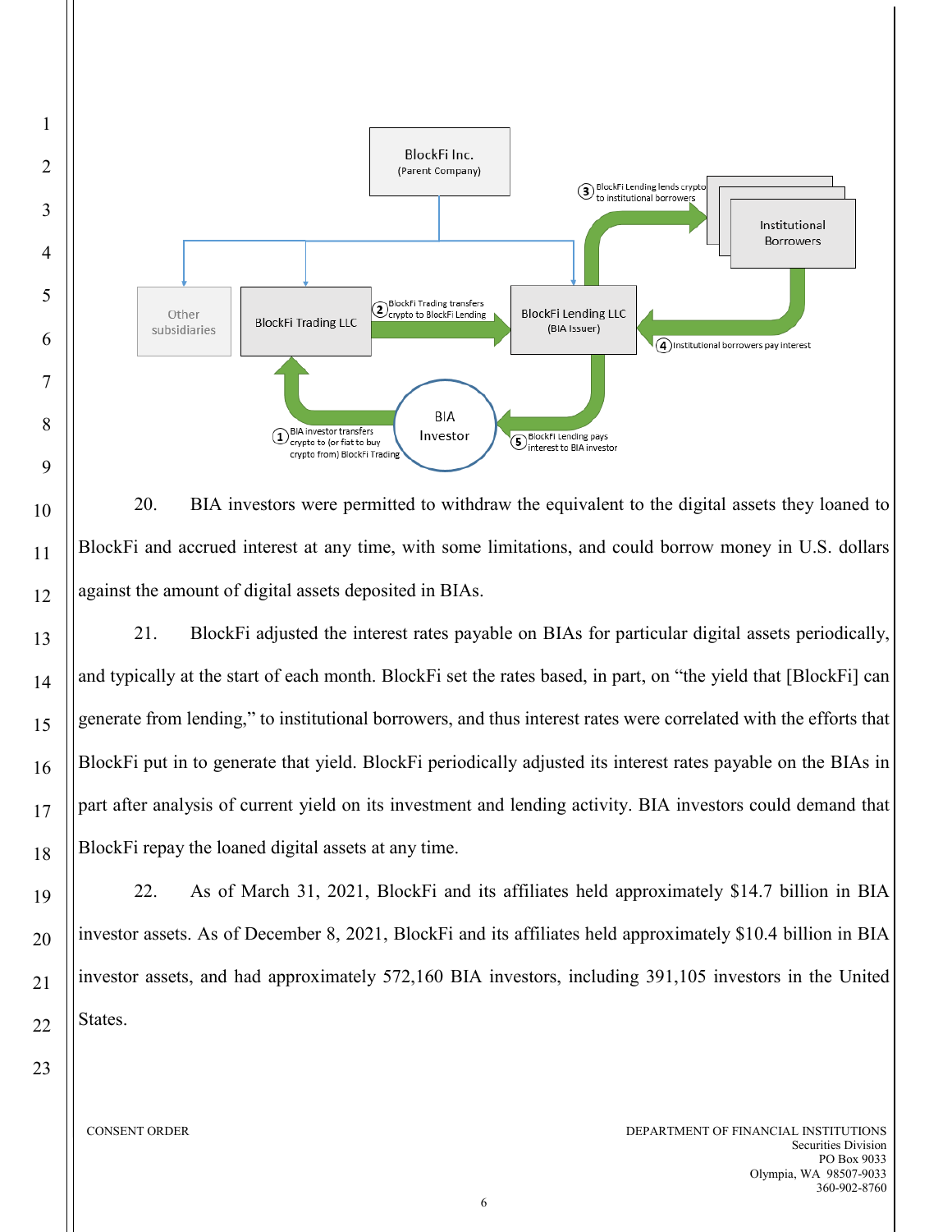20. BIA investors were permitted to withdraw the equivalent to the digital assets they loaned to BlockFi and accrued interest at any time, with some limitations, and could borrow money in U.S. dollars against the amount of digital assets deposited in BIAs.

21. BlockFi adjusted the interest rates payable on BIAs for particular digital assets periodically, and typically at the start of each month. BlockFi set the rates based, in part, on "the yield that [BlockFi] can generate from lending," to institutional borrowers, and thus interest rates were correlated with the efforts that BlockFi put in to generate that yield. BlockFi periodically adjusted its interest rates payable on the BIAs in part after analysis of current yield on its investment and lending activity. BIA investors could demand that BlockFi repay the loaned digital assets at any time.

22. As of March 31, 2021, BlockFi and its affiliates held approximately $14.7 billion in BIA investor assets. As of December 8, 2021, BlockFi and its affiliates held approximately $10.4 billion in BIA investor assets, and had approximately 572,160 BIA investors, including 391,105 investors in the United States.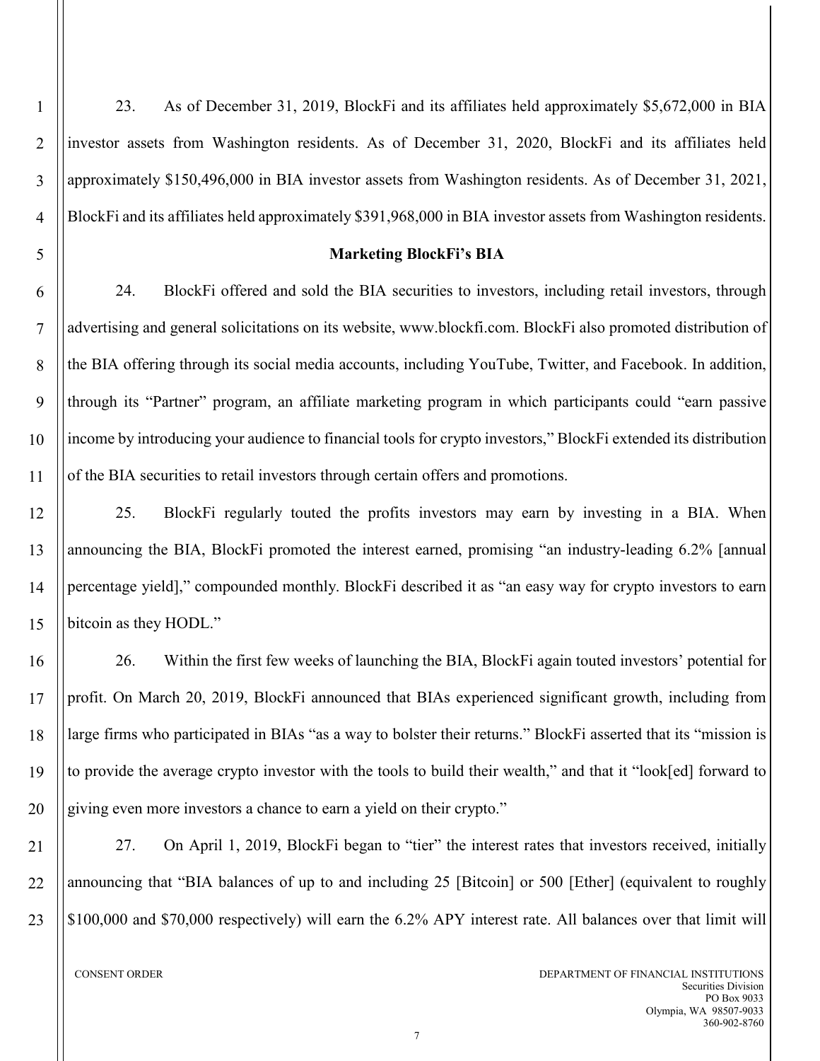23. As of December 31, 2019, BlockFi and its affiliates held approximately $5,672,000 in BIA investor assets from Washington residents. As of December 31, 2020, BlockFi and its affiliates held approximately $150,496,000 in BIA investor assets from Washington residents. As of December 31, 2021, BlockFi and its affiliates held approximately $391,968,000 in BIA investor assets from Washington residents.

**Marketing BlockFi's BIA**

24. BlockFi offered and sold the BIA securities to investors, including retail investors, through advertising and general solicitations on its website, www.blockfi.com. BlockFi also promoted distribution of the BIA offering through its social media accounts, including YouTube, Twitter, and Facebook. In addition, through its "Partner" program, an affiliate marketing program in which participants could "earn passive income by introducing your audience to financial tools for crypto investors," BlockFi extended its distribution of the BIA securities to retail investors through certain offers and promotions.

25. BlockFi regularly touted the profits investors may earn by investing in a BIA. When announcing the BIA, BlockFi promoted the interest earned, promising "an industry-leading 6.2% [annual percentage yield]," compounded monthly. BlockFi described it as "an easy way for crypto investors to earn bitcoin as they HODL."

26. Within the first few weeks of launching the BIA, BlockFi again touted investors' potential for profit. On March 20, 2019, BlockFi announced that BIAs experienced significant growth, including from large firms who participated in BIAs "as a way to bolster their returns." BlockFi asserted that its "mission is to provide the average crypto investor with the tools to build their wealth," and that it "look[ed] forward to giving even more investors a chance to earn a yield on their crypto."

27. On April 1, 2019, BlockFi began to "tier" the interest rates that investors received, initially announcing that "BIA balances of up to and including 25 [Bitcoin] or 500 [Ether] (equivalent to roughly $100,000 and $70,000 respectively) will earn the 6.2% APY interest rate. All balances over that limit will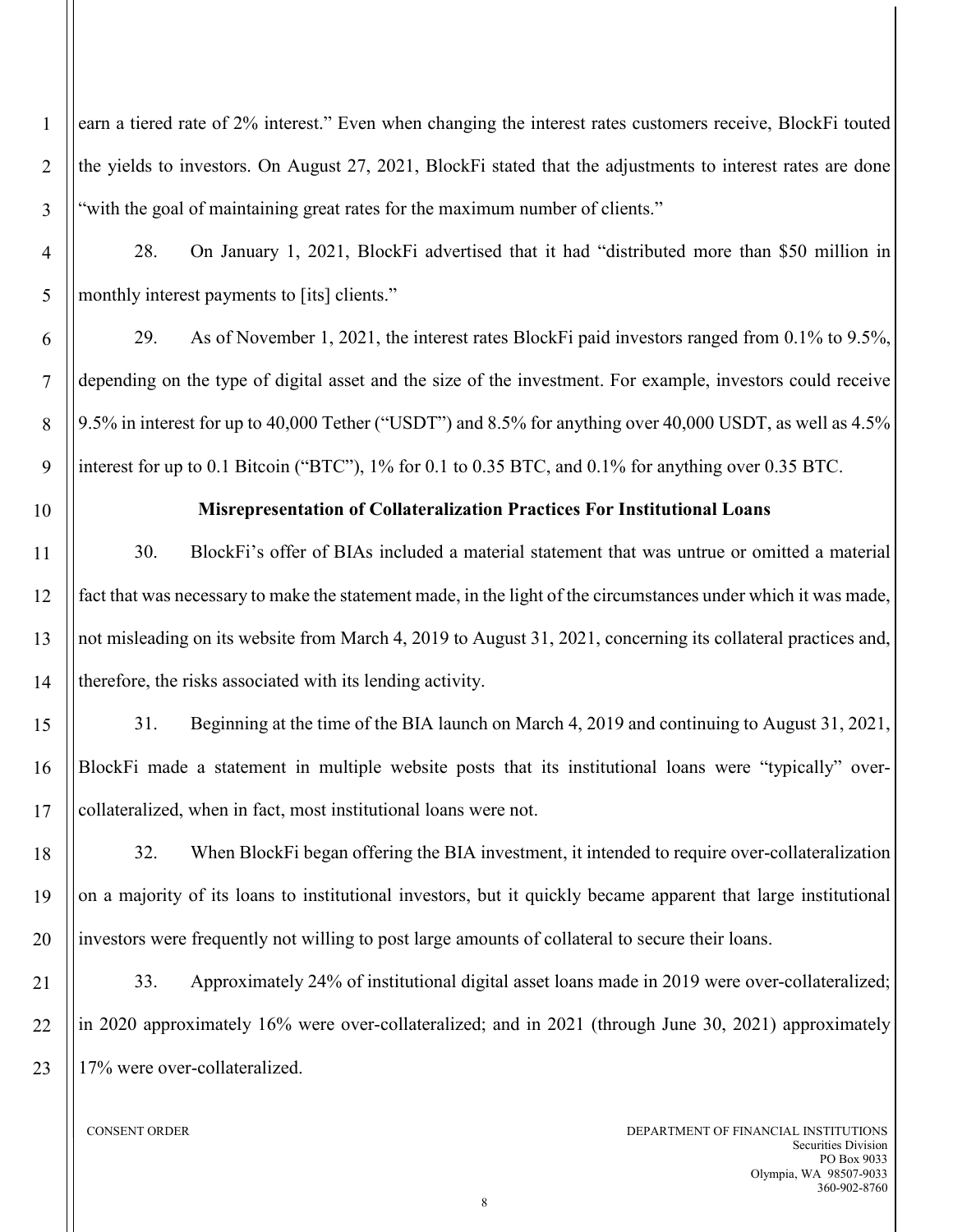earn a tiered rate of 2% interest." Even when changing the interest rates customers receive, BlockFi touted the yields to investors. On August 27, 2021, BlockFi stated that the adjustments to interest rates are done "with the goal of maintaining great rates for the maximum number of clients."

28. On January 1, 2021, BlockFi advertised that it had "distributed more than $50 million in monthly interest payments to [its] clients."

29. As of November 1, 2021, the interest rates BlockFi paid investors ranged from 0.1% to 9.5%, depending on the type of digital asset and the size of the investment. For example, investors could receive 9.5% in interest for up to 40,000 Tether ("USDT") and 8.5% for anything over 40,000 USDT, as well as 4.5% interest for up to 0.1 Bitcoin ("BTC"), 1% for 0.1 to 0.35 BTC, and 0.1% for anything over 0.35 BTC.

**Misrepresentation of Collateralization Practices For Institutional Loans**

30. BlockFi's offer of BIAs included a material statement that was untrue or omitted a material fact that was necessary to make the statement made, in the light of the circumstances under which it was made, not misleading on its website from March 4, 2019 to August 31, 2021, concerning its collateral practices and, therefore, the risks associated with its lending activity.

31. Beginning at the time of the BIA launch on March 4, 2019 and continuing to August 31, 2021, BlockFi made a statement in multiple website posts that its institutional loans were "typically" over-collateralized, when in fact, most institutional loans were not.

32. When BlockFi began offering the BIA investment, it intended to require over-collateralization on a majority of its loans to institutional investors, but it quickly became apparent that large institutional investors were frequently not willing to post large amounts of collateral to secure their loans.

33. Approximately 24% of institutional digital asset loans made in 2019 were over-collateralized; in 2020 approximately 16% were over-collateralized; and in 2021 (through June 30, 2021) approximately 17% were over-collateralized.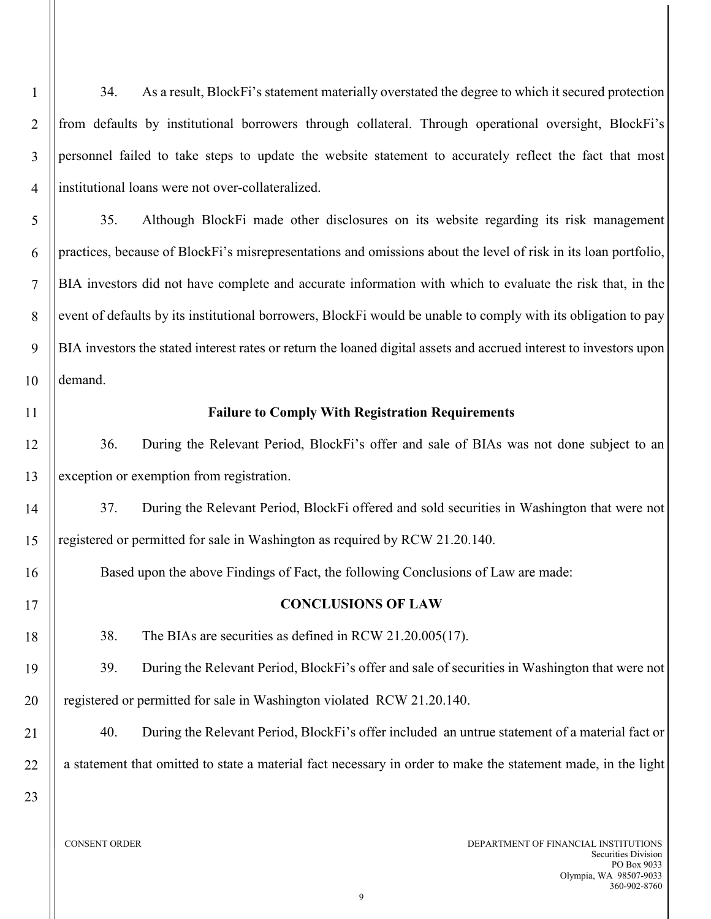34. As a result, BlockFi's statement materially overstated the degree to which it secured protection from defaults by institutional borrowers through collateral. Through operational oversight, BlockFi's personnel failed to take steps to update the website statement to accurately reflect the fact that most institutional loans were not over-collateralized.

35. Although BlockFi made other disclosures on its website regarding its risk management practices, because of BlockFi's misrepresentations and omissions about the level of risk in its loan portfolio, BIA investors did not have complete and accurate information with which to evaluate the risk that, in the event of defaults by its institutional borrowers, BlockFi would be unable to comply with its obligation to pay BIA investors the stated interest rates or return the loaned digital assets and accrued interest to investors upon demand.

**Failure to Comply With Registration Requirements**

36. During the Relevant Period, BlockFi's offer and sale of BIAs was not done subject to an exception or exemption from registration.

37. During the Relevant Period, BlockFi offered and sold securities in Washington that were not registered or permitted for sale in Washington as required by RCW 21.20.140.

Based upon the above Findings of Fact, the following Conclusions of Law are made:

**CONCLUSIONS OF LAW**

38. The BIAs are securities as defined in RCW 21.20.005(17).

39. During the Relevant Period, BlockFi's offer and sale of securities in Washington that were not registered or permitted for sale in Washington violated RCW 21.20.140.

40. During the Relevant Period, BlockFi's offer included an untrue statement of a material fact or a statement that omitted to state a material fact necessary in order to make the statement made, in the light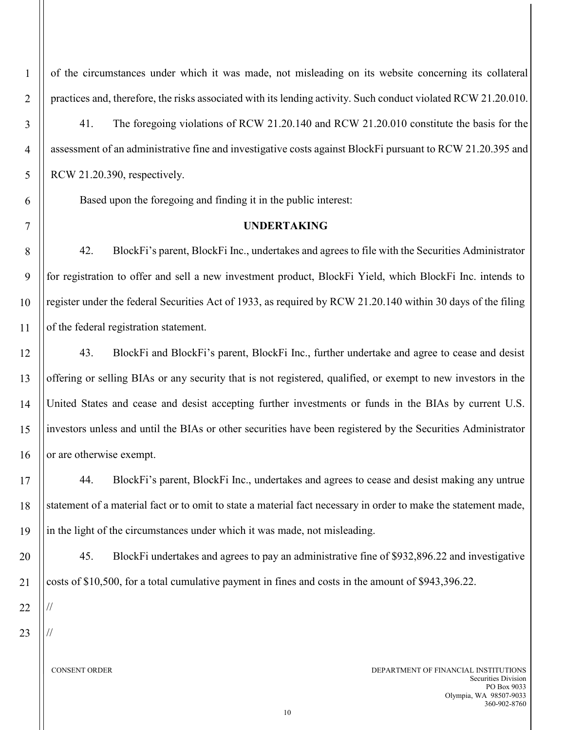of the circumstances under which it was made, not misleading on its website concerning its collateral practices and, therefore, the risks associated with its lending activity. Such conduct violated RCW 21.20.010.

41. The foregoing violations of RCW 21.20.140 and RCW 21.20.010 constitute the basis for the assessment of an administrative fine and investigative costs against BlockFi pursuant to RCW 21.20.395 and RCW 21.20.390, respectively.

Based upon the foregoing and finding it in the public interest:

## UNDERTAKING

42. BlockFi's parent, BlockFi Inc., undertakes and agrees to file with the Securities Administrator for registration to offer and sell a new investment product, BlockFi Yield, which BlockFi Inc. intends to register under the federal Securities Act of 1933, as required by RCW 21.20.140 within 30 days of the filing of the federal registration statement.

43. BlockFi and BlockFi's parent, BlockFi Inc., further undertake and agree to cease and desist offering or selling BIAs or any security that is not registered, qualified, or exempt to new investors in the United States and cease and desist accepting further investments or funds in the BIAs by current U.S. investors unless and until the BIAs or other securities have been registered by the Securities Administrator or are otherwise exempt.

44. BlockFi's parent, BlockFi Inc., undertakes and agrees to cease and desist making any untrue statement of a material fact or to omit to state a material fact necessary in order to make the statement made, in the light of the circumstances under which it was made, not misleading.

45. BlockFi undertakes and agrees to pay an administrative fine of $932,896.22 and investigative costs of $10,500, for a total cumulative payment in fines and costs in the amount of $943,396.22.

//

//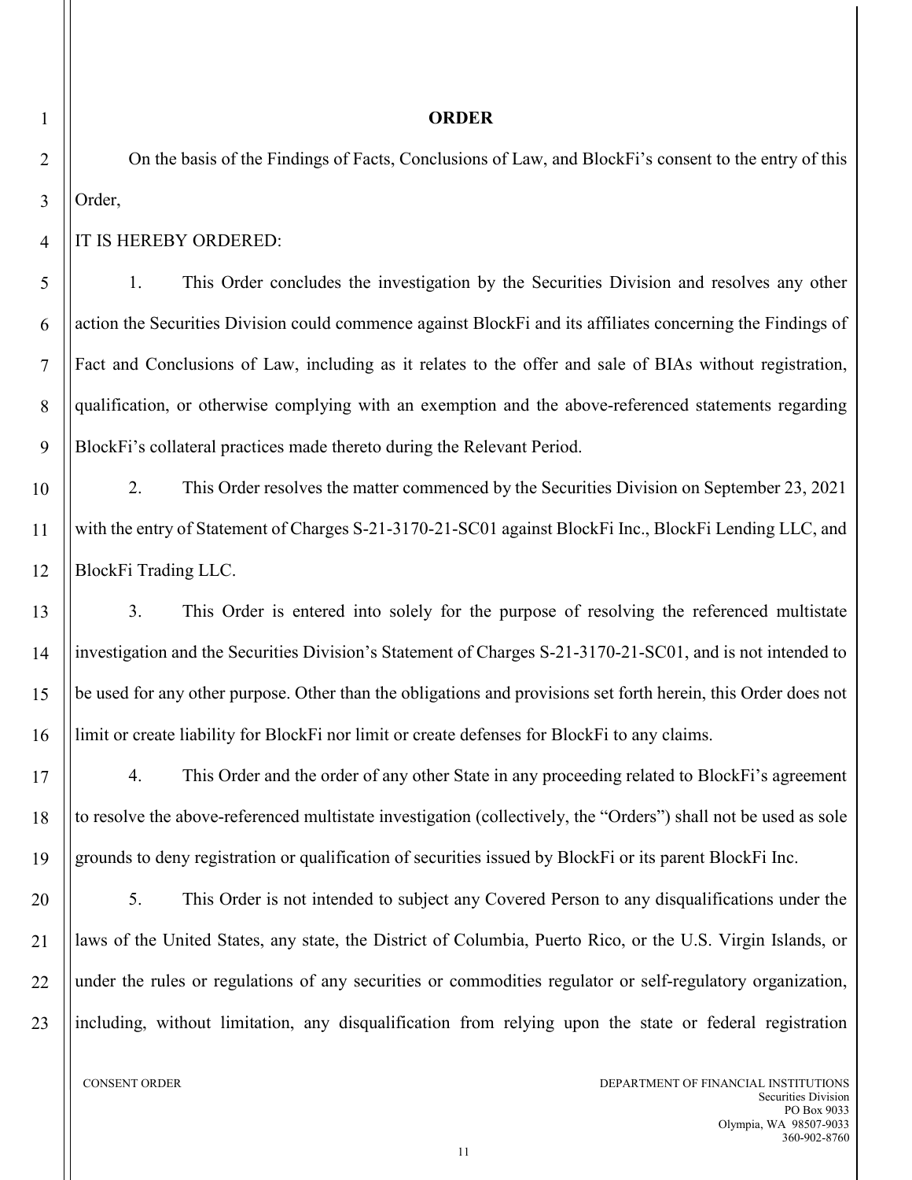## ORDER

On the basis of the Findings of Facts, Conclusions of Law, and BlockFi's consent to the entry of this Order,

IT IS HEREBY ORDERED:

1. This Order concludes the investigation by the Securities Division and resolves any other action the Securities Division could commence against BlockFi and its affiliates concerning the Findings of Fact and Conclusions of Law, including as it relates to the offer and sale of BIAs without registration, qualification, or otherwise complying with an exemption and the above-referenced statements regarding BlockFi's collateral practices made thereto during the Relevant Period.

2. This Order resolves the matter commenced by the Securities Division on September 23, 2021 with the entry of Statement of Charges S-21-3170-21-SC01 against BlockFi Inc., BlockFi Lending LLC, and BlockFi Trading LLC.

3. This Order is entered into solely for the purpose of resolving the referenced multistate investigation and the Securities Division's Statement of Charges S-21-3170-21-SC01, and is not intended to be used for any other purpose. Other than the obligations and provisions set forth herein, this Order does not limit or create liability for BlockFi nor limit or create defenses for BlockFi to any claims.

4. This Order and the order of any other State in any proceeding related to BlockFi's agreement to resolve the above-referenced multistate investigation (collectively, the "Orders") shall not be used as sole grounds to deny registration or qualification of securities issued by BlockFi or its parent BlockFi Inc.

5. This Order is not intended to subject any Covered Person to any disqualifications under the laws of the United States, any state, the District of Columbia, Puerto Rico, or the U.S. Virgin Islands, or under the rules or regulations of any securities or commodities regulator or self-regulatory organization, including, without limitation, any disqualification from relying upon the state or federal registration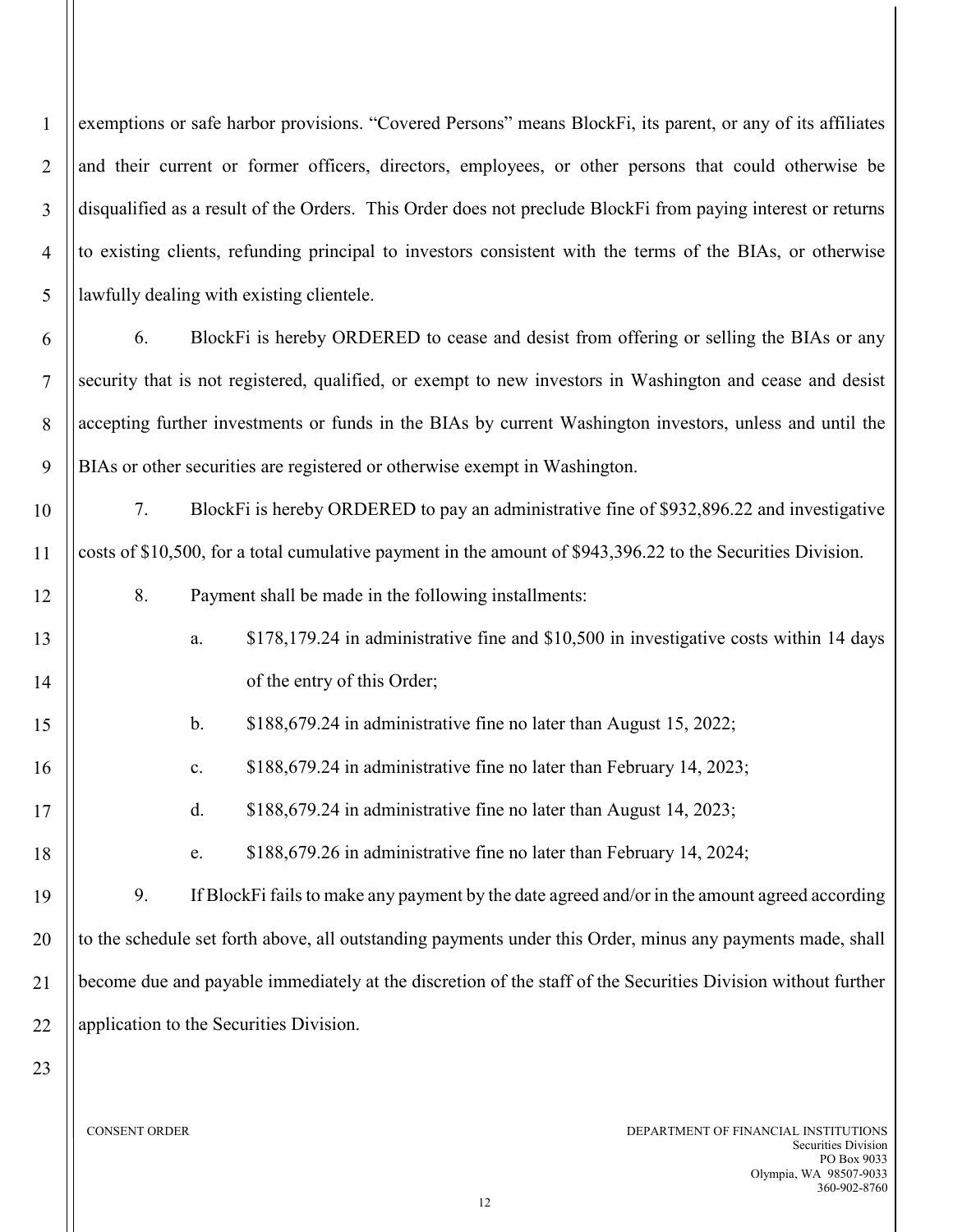exemptions or safe harbor provisions. "Covered Persons" means BlockFi, its parent, or any of its affiliates and their current or former officers, directors, employees, or other persons that could otherwise be disqualified as a result of the Orders. This Order does not preclude BlockFi from paying interest or returns to existing clients, refunding principal to investors consistent with the terms of the BIAs, or otherwise lawfully dealing with existing clientele.

6. BlockFi is hereby ORDERED to cease and desist from offering or selling the BIAs or any security that is not registered, qualified, or exempt to new investors in Washington and cease and desist accepting further investments or funds in the BIAs by current Washington investors, unless and until the BIAs or other securities are registered or otherwise exempt in Washington.

7. BlockFi is hereby ORDERED to pay an administrative fine of $932,896.22 and investigative costs of $10,500, for a total cumulative payment in the amount of $943,396.22 to the Securities Division.

8. Payment shall be made in the following installments:

   a. $178,179.24 in administrative fine and $10,500 in investigative costs within 14 days of the entry of this Order;

   b. $188,679.24 in administrative fine no later than August 15, 2022;

   c. $188,679.24 in administrative fine no later than February 14, 2023;

   d. $188,679.24 in administrative fine no later than August 14, 2023;

   e. $188,679.26 in administrative fine no later than February 14, 2024;

9. If BlockFi fails to make any payment by the date agreed and/or in the amount agreed according to the schedule set forth above, all outstanding payments under this Order, minus any payments made, shall become due and payable immediately at the discretion of the staff of the Securities Division without further application to the Securities Division.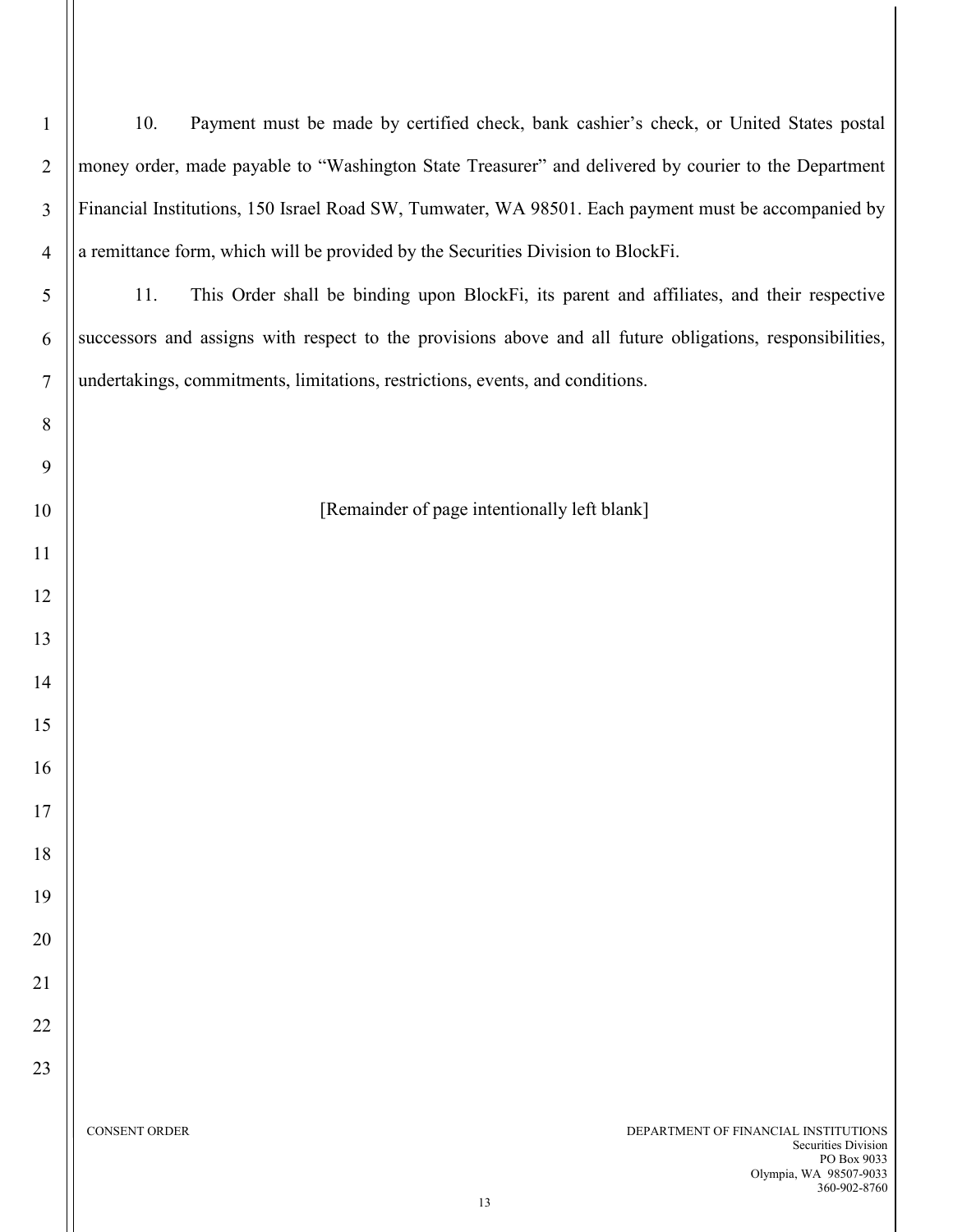10. Payment must be made by certified check, bank cashier's check, or United States postal money order, made payable to "Washington State Treasurer" and delivered by courier to the Department Financial Institutions, 150 Israel Road SW, Tumwater, WA 98501. Each payment must be accompanied by a remittance form, which will be provided by the Securities Division to BlockFi.

11. This Order shall be binding upon BlockFi, its parent and affiliates, and their respective successors and assigns with respect to the provisions above and all future obligations, responsibilities, undertakings, commitments, limitations, restrictions, events, and conditions.

[Remainder of page intentionally left blank]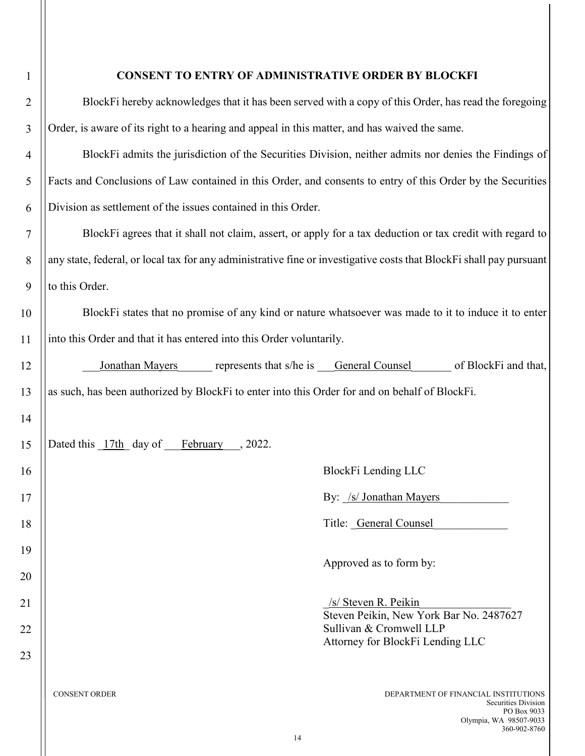## CONSENT TO ENTRY OF ADMINISTRATIVE ORDER BY BLOCKFI

BlockFi hereby acknowledges that it has been served with a copy of this Order, has read the foregoing Order, is aware of its right to a hearing and appeal in this matter, and has waived the same.

BlockFi admits the jurisdiction of the Securities Division, neither admits nor denies the Findings of Facts and Conclusions of Law contained in this Order, and consents to entry of this Order by the Securities Division as settlement of the issues contained in this Order.

BlockFi agrees that it shall not claim, assert, or apply for a tax deduction or tax credit with regard to any state, federal, or local tax for any administrative fine or investigative costs that BlockFi shall pay pursuant to this Order.

BlockFi states that no promise of any kind or nature whatsoever was made to it to induce it to enter into this Order and that it has entered into this Order voluntarily.

Jonathan Mayers represents that s/he is General Counsel of BlockFi and that, as such, has been authorized by BlockFi to enter into this Order for and on behalf of BlockFi.

Dated this 17th day of February, 2022.

BlockFi Lending LLC

By: /s/ Jonathan Mayers

Title: General Counsel

Approved as to form by:

/s/ Steven R. Peikin
Steven Peikin, New York Bar No. 2487627
Sullivan & Cromwell LLP
Attorney for BlockFi Lending LLC

CONSENT ORDER

DEPARTMENT OF FINANCIAL INSTITUTIONS
Securities Division
PO Box 9033
Olympia, WA 98507-9033
360-902-8760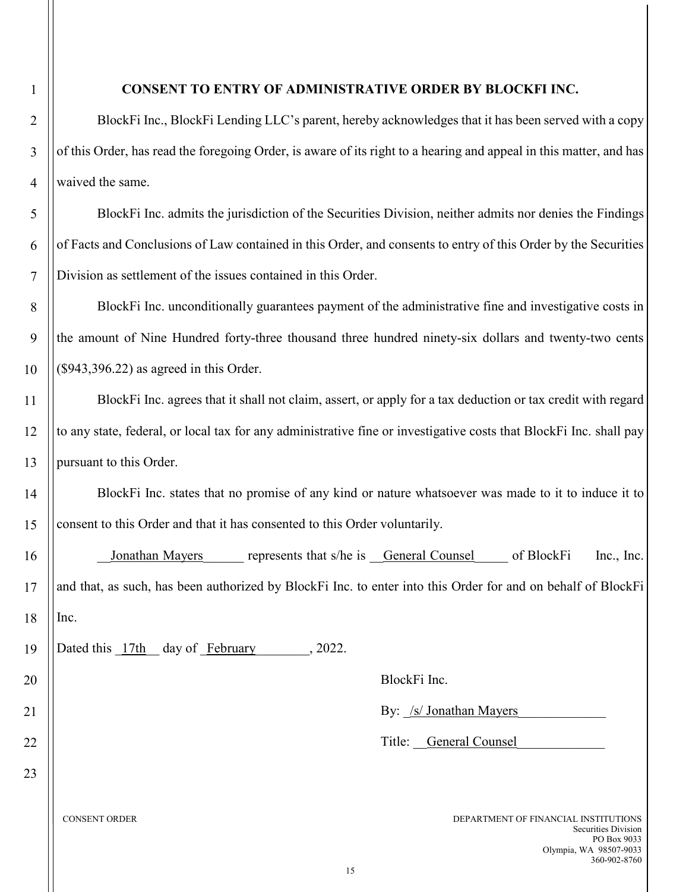## CONSENT TO ENTRY OF ADMINISTRATIVE ORDER BY BLOCKFI INC.

BlockFi Inc., BlockFi Lending LLC's parent, hereby acknowledges that it has been served with a copy of this Order, has read the foregoing Order, is aware of its right to a hearing and appeal in this matter, and has waived the same.

BlockFi Inc. admits the jurisdiction of the Securities Division, neither admits nor denies the Findings of Facts and Conclusions of Law contained in this Order, and consents to entry of this Order by the Securities Division as settlement of the issues contained in this Order.

BlockFi Inc. unconditionally guarantees payment of the administrative fine and investigative costs in the amount of Nine Hundred forty-three thousand three hundred ninety-six dollars and twenty-two cents ($943,396.22) as agreed in this Order.

BlockFi Inc. agrees that it shall not claim, assert, or apply for a tax deduction or tax credit with regard to any state, federal, or local tax for any administrative fine or investigative costs that BlockFi Inc. shall pay pursuant to this Order.

BlockFi Inc. states that no promise of any kind or nature whatsoever was made to it to induce it to consent to this Order and that it has consented to this Order voluntarily.

__Jonathan Mayers______ represents that s/he is __General Counsel_____ of BlockFi Inc., Inc. and that, as such, has been authorized by BlockFi Inc. to enter into this Order for and on behalf of BlockFi Inc.

Dated this _17th__ day of _February________, 2022.

BlockFi Inc.

By: _/s/ Jonathan Mayers_____________

Title: __General Counsel_____________

CONSENT ORDER

DEPARTMENT OF FINANCIAL INSTITUTIONS
Securities Division
PO Box 9033
Olympia, WA 98507-9033
360-902-8760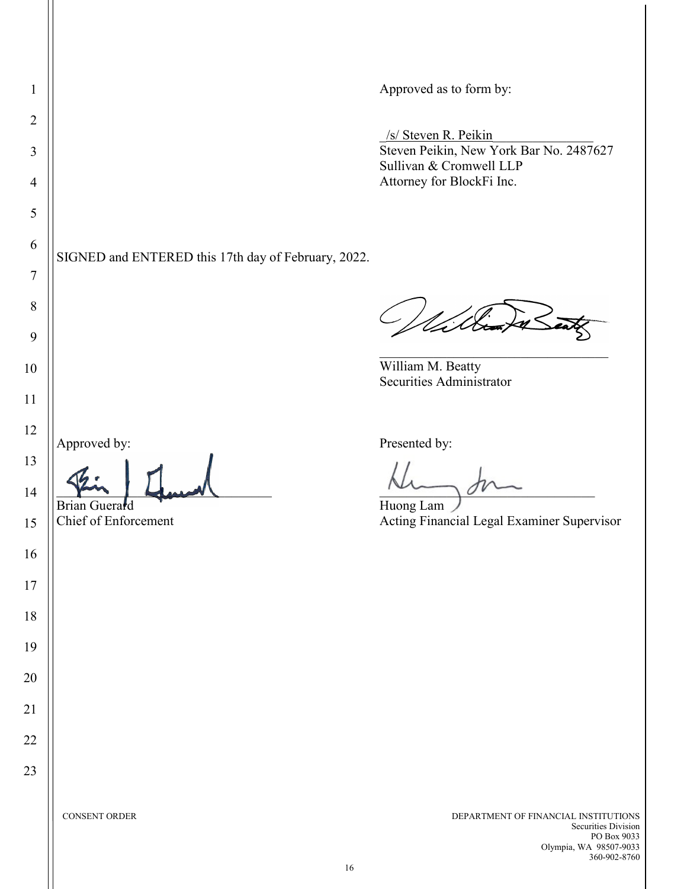Approved as to form by:

/s/ Steven R. Peikin
Steven Peikin, New York Bar No. 2487627
Sullivan & Cromwell LLP
Attorney for BlockFi Inc.

SIGNED and ENTERED this 17th day of February, 2022.

William M. Beatty
Securities Administrator

Approved by:

Brian Guerard
Chief of Enforcement

Presented by:

Huong Lam
Acting Financial Legal Examiner Supervisor

CONSENT ORDER

DEPARTMENT OF FINANCIAL INSTITUTIONS
Securities Division
PO Box 9033
Olympia, WA 98507-9033
360-902-8760